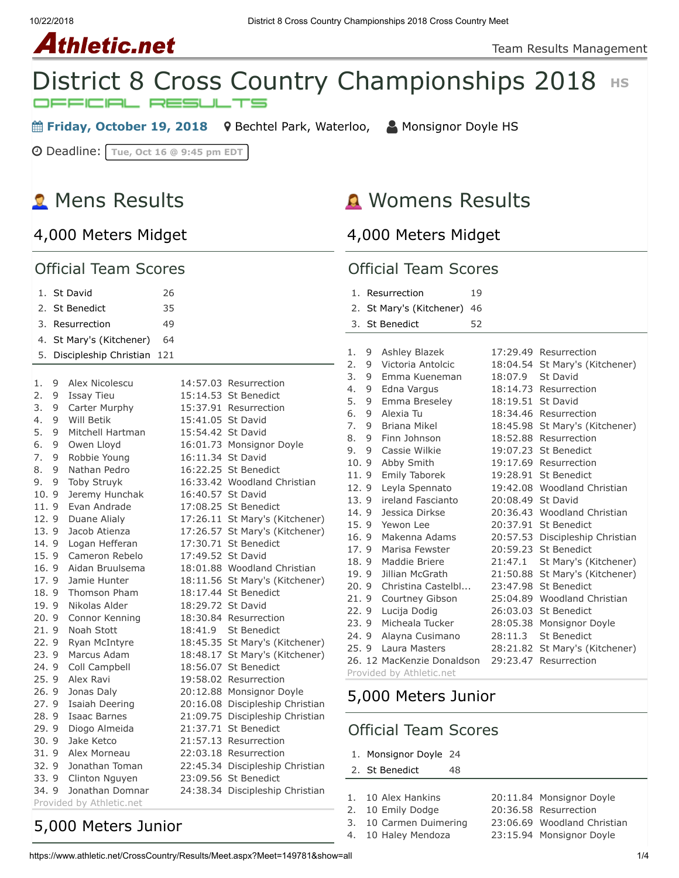Athletic.net

Team Results Management

# District 8 Cross Country Championships 2018 HS

OFFICIAL RESULTS

**Friday, October 19, 2018** Bechtel Park, Waterloo, Monsignor Doyle HS

Deadline: Tue, Oct 16 @ 9:45 pm EDT

## Mens Results

### 4,000 Meters Midget

#### Official Team Scores

| Place | Team | Score |
|---|---|---|
| 1. | St David | 26 |
| 2. | St Benedict | 35 |
| 3. | Resurrection | 49 |
| 4. | St Mary's (Kitchener) | 64 |
| 5. | Discipleship Christian | 121 |

| Place | Grade | Name | Time | School |
|---|---|---|---|---|
| 1. | 9 | Alex Nicolescu | 14:57.03 | Resurrection |
| 2. | 9 | Issay Tieu | 15:14.53 | St Benedict |
| 3. | 9 | Carter Murphy | 15:37.91 | Resurrection |
| 4. | 9 | Will Betik | 15:41.05 | St David |
| 5. | 9 | Mitchell Hartman | 15:54.42 | St David |
| 6. | 9 | Owen Lloyd | 16:01.73 | Monsignor Doyle |
| 7. | 9 | Robbie Young | 16:11.34 | St David |
| 8. | 9 | Nathan Pedro | 16:22.25 | St Benedict |
| 9. | 9 | Toby Struyk | 16:33.42 | Woodland Christian |
| 10. | 9 | Jeremy Hunchak | 16:40.57 | St David |
| 11. | 9 | Evan Andrade | 17:08.25 | St Benedict |
| 12. | 9 | Duane Alialy | 17:26.11 | St Mary's (Kitchener) |
| 13. | 9 | Jacob Atienza | 17:26.57 | St Mary's (Kitchener) |
| 14. | 9 | Logan Hefferan | 17:30.71 | St Benedict |
| 15. | 9 | Cameron Rebelo | 17:49.52 | St David |
| 16. | 9 | Aidan Bruulsema | 18:01.88 | Woodland Christian |
| 17. | 9 | Jamie Hunter | 18:11.56 | St Mary's (Kitchener) |
| 18. | 9 | Thomson Pham | 18:17.44 | St Benedict |
| 19. | 9 | Nikolas Alder | 18:29.72 | St David |
| 20. | 9 | Connor Kenning | 18:30.84 | Resurrection |
| 21. | 9 | Noah Stott | 18:41.9 | St Benedict |
| 22. | 9 | Ryan McIntyre | 18:45.35 | St Mary's (Kitchener) |
| 23. | 9 | Marcus Adam | 18:48.17 | St Mary's (Kitchener) |
| 24. | 9 | Coll Campbell | 18:56.07 | St Benedict |
| 25. | 9 | Alex Ravi | 19:58.02 | Resurrection |
| 26. | 9 | Jonas Daly | 20:12.88 | Monsignor Doyle |
| 27. | 9 | Isaiah Deering | 20:16.08 | Discipleship Christian |
| 28. | 9 | Isaac Barnes | 21:09.75 | Discipleship Christian |
| 29. | 9 | Diogo Almeida | 21:37.71 | St Benedict |
| 30. | 9 | Jake Ketco | 21:57.13 | Resurrection |
| 31. | 9 | Alex Morneau | 22:03.18 | Resurrection |
| 32. | 9 | Jonathan Toman | 22:45.34 | Discipleship Christian |
| 33. | 9 | Clinton Nguyen | 23:09.56 | St Benedict |
| 34. | 9 | Jonathan Domnar | 24:38.34 | Discipleship Christian |

Provided by Athletic.net

### 5,000 Meters Junior

## Womens Results

### 4,000 Meters Midget

#### Official Team Scores

| Place | Team | Score |
|---|---|---|
| 1. | Resurrection | 19 |
| 2. | St Mary's (Kitchener) | 46 |
| 3. | St Benedict | 52 |

| Place | Grade | Name | Time | School |
|---|---|---|---|---|
| 1. | 9 | Ashley Blazek | 17:29.49 | Resurrection |
| 2. | 9 | Victoria Antolcic | 18:04.54 | St Mary's (Kitchener) |
| 3. | 9 | Emma Kueneman | 18:07.9 | St David |
| 4. | 9 | Edna Vargus | 18:14.73 | Resurrection |
| 5. | 9 | Emma Breseley | 18:19.51 | St David |
| 6. | 9 | Alexia Tu | 18:34.46 | Resurrection |
| 7. | 9 | Briana Mikel | 18:45.98 | St Mary's (Kitchener) |
| 8. | 9 | Finn Johnson | 18:52.88 | Resurrection |
| 9. | 9 | Cassie Wilkie | 19:07.23 | St Benedict |
| 10. | 9 | Abby Smith | 19:17.69 | Resurrection |
| 11. | 9 | Emily Taborek | 19:28.91 | St Benedict |
| 12. | 9 | Leyla Spennato | 19:42.08 | Woodland Christian |
| 13. | 9 | ireland Fascianto | 20:08.49 | St David |
| 14. | 9 | Jessica Dirkse | 20:36.43 | Woodland Christian |
| 15. | 9 | Yewon Lee | 20:37.91 | St Benedict |
| 16. | 9 | Makenna Adams | 20:57.53 | Discipleship Christian |
| 17. | 9 | Marisa Fewster | 20:59.23 | St Benedict |
| 18. | 9 | Maddie Briere | 21:47.1 | St Mary's (Kitchener) |
| 19. | 9 | Jillian McGrath | 21:50.88 | St Mary's (Kitchener) |
| 20. | 9 | Christina Castelbl... | 23:47.98 | St Benedict |
| 21. | 9 | Courtney Gibson | 25:04.89 | Woodland Christian |
| 22. | 9 | Lucija Dodig | 26:03.03 | St Benedict |
| 23. | 9 | Micheala Tucker | 28:05.38 | Monsignor Doyle |
| 24. | 9 | Alayna Cusimano | 28:11.3 | St Benedict |
| 25. | 9 | Laura Masters | 28:21.82 | St Mary's (Kitchener) |
| 26. | 12 | MacKenzie Donaldson | 29:23.47 | Resurrection |

Provided by Athletic.net

### 5,000 Meters Junior

#### Official Team Scores

| Place | Team | Score |
|---|---|---|
| 1. | Monsignor Doyle | 24 |
| 2. | St Benedict | 48 |

| Place | Grade | Name | Time | School |
|---|---|---|---|---|
| 1. | 10 | Alex Hankins | 20:11.84 | Monsignor Doyle |
| 2. | 10 | Emily Dodge | 20:36.58 | Resurrection |
| 3. | 10 | Carmen Duimering | 23:06.69 | Woodland Christian |
| 4. | 10 | Haley Mendoza | 23:15.94 | Monsignor Doyle |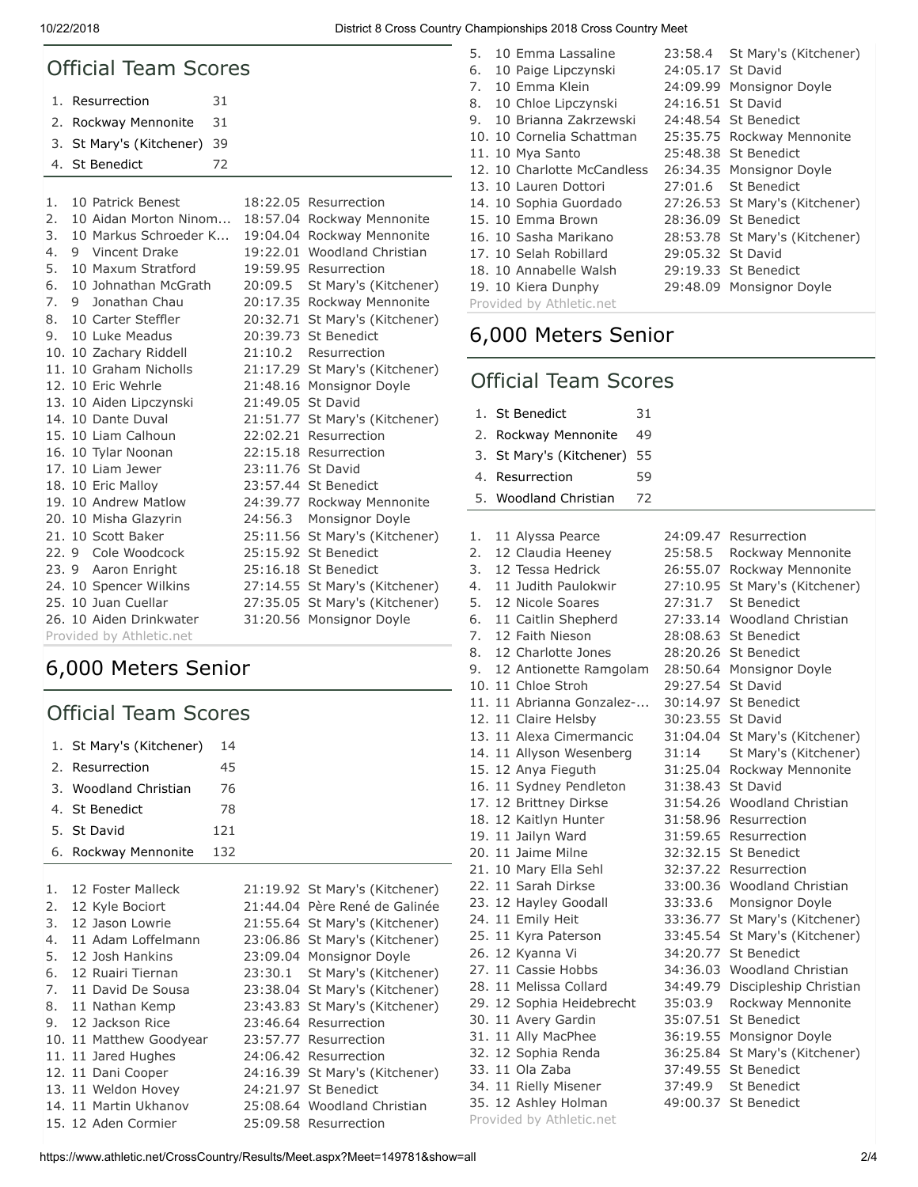## Official Team Scores

| Place | Team | Score |
|---|---|---|
| 1. | Resurrection | 31 |
| 2. | Rockway Mennonite | 31 |
| 3. | St Mary's (Kitchener) | 39 |
| 4. | St Benedict | 72 |

| Place | Grade | Name | Time | School |
|---|---|---|---|---|
| 1. | 10 | Patrick Benest | 18:22.05 | Resurrection |
| 2. | 10 | Aidan Morton Ninom... | 18:57.04 | Rockway Mennonite |
| 3. | 10 | Markus Schroeder K... | 19:04.04 | Rockway Mennonite |
| 4. | 9 | Vincent Drake | 19:22.01 | Woodland Christian |
| 5. | 10 | Maxum Stratford | 19:59.95 | Resurrection |
| 6. | 10 | Johnathan McGrath | 20:09.5 | St Mary's (Kitchener) |
| 7. | 9 | Jonathan Chau | 20:17.35 | Rockway Mennonite |
| 8. | 10 | Carter Steffler | 20:32.71 | St Mary's (Kitchener) |
| 9. | 10 | Luke Meadus | 20:39.73 | St Benedict |
| 10. | 10 | Zachary Riddell | 21:10.2 | Resurrection |
| 11. | 10 | Graham Nicholls | 21:17.29 | St Mary's (Kitchener) |
| 12. | 10 | Eric Wehrle | 21:48.16 | Monsignor Doyle |
| 13. | 10 | Aiden Lipczynski | 21:49.05 | St David |
| 14. | 10 | Dante Duval | 21:51.77 | St Mary's (Kitchener) |
| 15. | 10 | Liam Calhoun | 22:02.21 | Resurrection |
| 16. | 10 | Tylar Noonan | 22:15.18 | Resurrection |
| 17. | 10 | Liam Jewer | 23:11.76 | St David |
| 18. | 10 | Eric Malloy | 23:57.44 | St Benedict |
| 19. | 10 | Andrew Matlow | 24:39.77 | Rockway Mennonite |
| 20. | 10 | Misha Glazyrin | 24:56.3 | Monsignor Doyle |
| 21. | 10 | Scott Baker | 25:11.56 | St Mary's (Kitchener) |
| 22. | 9 | Cole Woodcock | 25:15.92 | St Benedict |
| 23. | 9 | Aaron Enright | 25:16.18 | St Benedict |
| 24. | 10 | Spencer Wilkins | 27:14.55 | St Mary's (Kitchener) |
| 25. | 10 | Juan Cuellar | 27:35.05 | St Mary's (Kitchener) |
| 26. | 10 | Aiden Drinkwater | 31:20.56 | Monsignor Doyle |

Provided by Athletic.net

# 6,000 Meters Senior

## Official Team Scores

| Place | Team | Score |
|---|---|---|
| 1. | St Mary's (Kitchener) | 14 |
| 2. | Resurrection | 45 |
| 3. | Woodland Christian | 76 |
| 4. | St Benedict | 78 |
| 5. | St David | 121 |
| 6. | Rockway Mennonite | 132 |

| Place | Grade | Name | Time | School |
|---|---|---|---|---|
| 1. | 12 | Foster Malleck | 21:19.92 | St Mary's (Kitchener) |
| 2. | 12 | Kyle Bociort | 21:44.04 | Père René de Galinée |
| 3. | 12 | Jason Lowrie | 21:55.64 | St Mary's (Kitchener) |
| 4. | 11 | Adam Loffelmann | 23:06.86 | St Mary's (Kitchener) |
| 5. | 12 | Josh Hankins | 23:09.04 | Monsignor Doyle |
| 6. | 12 | Ruairi Tiernan | 23:30.1 | St Mary's (Kitchener) |
| 7. | 11 | David De Sousa | 23:38.04 | St Mary's (Kitchener) |
| 8. | 11 | Nathan Kemp | 23:43.83 | St Mary's (Kitchener) |
| 9. | 12 | Jackson Rice | 23:46.64 | Resurrection |
| 10. | 11 | Matthew Goodyear | 23:57.77 | Resurrection |
| 11. | 11 | Jared Hughes | 24:06.42 | Resurrection |
| 12. | 11 | Dani Cooper | 24:16.39 | St Mary's (Kitchener) |
| 13. | 11 | Weldon Hovey | 24:21.97 | St Benedict |
| 14. | 11 | Martin Ukhanov | 25:08.64 | Woodland Christian |
| 15. | 12 | Aden Cormier | 25:09.58 | Resurrection |

| Place | Grade | Name | Time | School |
|---|---|---|---|---|
| 5. | 10 | Emma Lassaline | 23:58.4 | St Mary's (Kitchener) |
| 6. | 10 | Paige Lipczynski | 24:05.17 | St David |
| 7. | 10 | Emma Klein | 24:09.99 | Monsignor Doyle |
| 8. | 10 | Chloe Lipczynski | 24:16.51 | St David |
| 9. | 10 | Brianna Zakrzewski | 24:48.54 | St Benedict |
| 10. | 10 | Cornelia Schattman | 25:35.75 | Rockway Mennonite |
| 11. | 10 | Mya Santo | 25:48.38 | St Benedict |
| 12. | 10 | Charlotte McCandless | 26:34.35 | Monsignor Doyle |
| 13. | 10 | Lauren Dottori | 27:01.6 | St Benedict |
| 14. | 10 | Sophia Guordado | 27:26.53 | St Mary's (Kitchener) |
| 15. | 10 | Emma Brown | 28:36.09 | St Benedict |
| 16. | 10 | Sasha Marikano | 28:53.78 | St Mary's (Kitchener) |
| 17. | 10 | Selah Robillard | 29:05.32 | St David |
| 18. | 10 | Annabelle Walsh | 29:19.33 | St Benedict |
| 19. | 10 | Kiera Dunphy | 29:48.09 | Monsignor Doyle |

Provided by Athletic.net

# 6,000 Meters Senior

## Official Team Scores

| Place | Team | Score |
|---|---|---|
| 1. | St Benedict | 31 |
| 2. | Rockway Mennonite | 49 |
| 3. | St Mary's (Kitchener) | 55 |
| 4. | Resurrection | 59 |
| 5. | Woodland Christian | 72 |

| Place | Grade | Name | Time | School |
|---|---|---|---|---|
| 1. | 11 | Alyssa Pearce | 24:09.47 | Resurrection |
| 2. | 12 | Claudia Heeney | 25:58.5 | Rockway Mennonite |
| 3. | 12 | Tessa Hedrick | 26:55.07 | Rockway Mennonite |
| 4. | 11 | Judith Paulokwir | 27:10.95 | St Mary's (Kitchener) |
| 5. | 12 | Nicole Soares | 27:31.7 | St Benedict |
| 6. | 11 | Caitlin Shepherd | 27:33.14 | Woodland Christian |
| 7. | 12 | Faith Nieson | 28:08.63 | St Benedict |
| 8. | 12 | Charlotte Jones | 28:20.26 | St Benedict |
| 9. | 12 | Antionette Ramgolam | 28:50.64 | Monsignor Doyle |
| 10. | 11 | Chloe Stroh | 29:27.54 | St David |
| 11. | 11 | Abrianna Gonzalez-... | 30:14.97 | St Benedict |
| 12. | 11 | Claire Helsby | 30:23.55 | St David |
| 13. | 11 | Alexa Cimermancic | 31:04.04 | St Mary's (Kitchener) |
| 14. | 11 | Allyson Wesenberg | 31:14 | St Mary's (Kitchener) |
| 15. | 12 | Anya Fieguth | 31:25.04 | Rockway Mennonite |
| 16. | 11 | Sydney Pendleton | 31:38.43 | St David |
| 17. | 12 | Brittney Dirkse | 31:54.26 | Woodland Christian |
| 18. | 12 | Kaitlyn Hunter | 31:58.96 | Resurrection |
| 19. | 11 | Jailyn Ward | 31:59.65 | Resurrection |
| 20. | 11 | Jaime Milne | 32:32.15 | St Benedict |
| 21. | 10 | Mary Ella Sehl | 32:37.22 | Resurrection |
| 22. | 11 | Sarah Dirkse | 33:00.36 | Woodland Christian |
| 23. | 12 | Hayley Goodall | 33:33.6 | Monsignor Doyle |
| 24. | 11 | Emily Heit | 33:36.77 | St Mary's (Kitchener) |
| 25. | 11 | Kyra Paterson | 33:45.54 | St Mary's (Kitchener) |
| 26. | 12 | Kyanna Vi | 34:20.77 | St Benedict |
| 27. | 11 | Cassie Hobbs | 34:36.03 | Woodland Christian |
| 28. | 11 | Melissa Collard | 34:49.79 | Discipleship Christian |
| 29. | 12 | Sophia Heidebrecht | 35:03.9 | Rockway Mennonite |
| 30. | 11 | Avery Gardin | 35:07.51 | St Benedict |
| 31. | 11 | Ally MacPhee | 36:19.55 | Monsignor Doyle |
| 32. | 12 | Sophia Renda | 36:25.84 | St Mary's (Kitchener) |
| 33. | 11 | Ola Zaba | 37:49.55 | St Benedict |
| 34. | 11 | Rielly Misener | 37:49.9 | St Benedict |
| 35. | 12 | Ashley Holman | 49:00.37 | St Benedict |

Provided by Athletic.net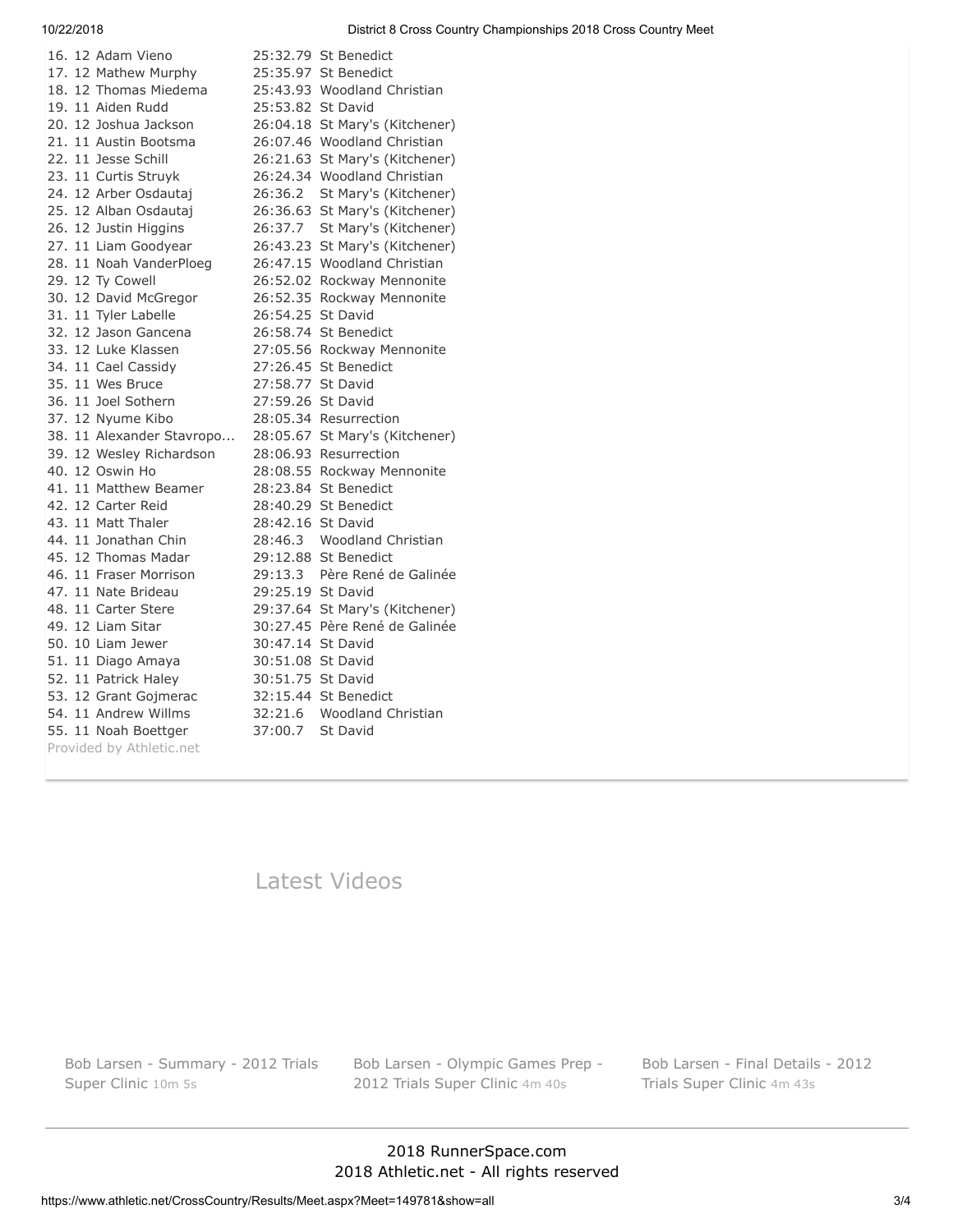| | | | | |
|---|---|---|---|---|
| 16. | 12 | Adam Vieno | 25:32.79 | St Benedict |
| 17. | 12 | Mathew Murphy | 25:35.97 | St Benedict |
| 18. | 12 | Thomas Miedema | 25:43.93 | Woodland Christian |
| 19. | 11 | Aiden Rudd | 25:53.82 | St David |
| 20. | 12 | Joshua Jackson | 26:04.18 | St Mary's (Kitchener) |
| 21. | 11 | Austin Bootsma | 26:07.46 | Woodland Christian |
| 22. | 11 | Jesse Schill | 26:21.63 | St Mary's (Kitchener) |
| 23. | 11 | Curtis Struyk | 26:24.34 | Woodland Christian |
| 24. | 12 | Arber Osdautaj | 26:36.2 | St Mary's (Kitchener) |
| 25. | 12 | Alban Osdautaj | 26:36.63 | St Mary's (Kitchener) |
| 26. | 12 | Justin Higgins | 26:37.7 | St Mary's (Kitchener) |
| 27. | 11 | Liam Goodyear | 26:43.23 | St Mary's (Kitchener) |
| 28. | 11 | Noah VanderPloeg | 26:47.15 | Woodland Christian |
| 29. | 12 | Ty Cowell | 26:52.02 | Rockway Mennonite |
| 30. | 12 | David McGregor | 26:52.35 | Rockway Mennonite |
| 31. | 11 | Tyler Labelle | 26:54.25 | St David |
| 32. | 12 | Jason Gancena | 26:58.74 | St Benedict |
| 33. | 12 | Luke Klassen | 27:05.56 | Rockway Mennonite |
| 34. | 11 | Cael Cassidy | 27:26.45 | St Benedict |
| 35. | 11 | Wes Bruce | 27:58.77 | St David |
| 36. | 11 | Joel Sothern | 27:59.26 | St David |
| 37. | 12 | Nyume Kibo | 28:05.34 | Resurrection |
| 38. | 11 | Alexander Stavropo... | 28:05.67 | St Mary's (Kitchener) |
| 39. | 12 | Wesley Richardson | 28:06.93 | Resurrection |
| 40. | 12 | Oswin Ho | 28:08.55 | Rockway Mennonite |
| 41. | 11 | Matthew Beamer | 28:23.84 | St Benedict |
| 42. | 12 | Carter Reid | 28:40.29 | St Benedict |
| 43. | 11 | Matt Thaler | 28:42.16 | St David |
| 44. | 11 | Jonathan Chin | 28:46.3 | Woodland Christian |
| 45. | 12 | Thomas Madar | 29:12.88 | St Benedict |
| 46. | 11 | Fraser Morrison | 29:13.3 | Père René de Galinée |
| 47. | 11 | Nate Brideau | 29:25.19 | St David |
| 48. | 11 | Carter Stere | 29:37.64 | St Mary's (Kitchener) |
| 49. | 12 | Liam Sitar | 30:27.45 | Père René de Galinée |
| 50. | 10 | Liam Jewer | 30:47.14 | St David |
| 51. | 11 | Diago Amaya | 30:51.08 | St David |
| 52. | 11 | Patrick Haley | 30:51.75 | St David |
| 53. | 12 | Grant Gojmerac | 32:15.44 | St Benedict |
| 54. | 11 | Andrew Willms | 32:21.6 | Woodland Christian |
| 55. | 11 | Noah Boettger | 37:00.7 | St David |

Provided by Athletic.net

## Latest Videos

Bob Larsen - Summary - 2012 Trials Super Clinic 10m 5s

Bob Larsen - Olympic Games Prep - 2012 Trials Super Clinic 4m 40s

Bob Larsen - Final Details - 2012 Trials Super Clinic 4m 43s

2018 RunnerSpace.com
2018 Athletic.net - All rights reserved